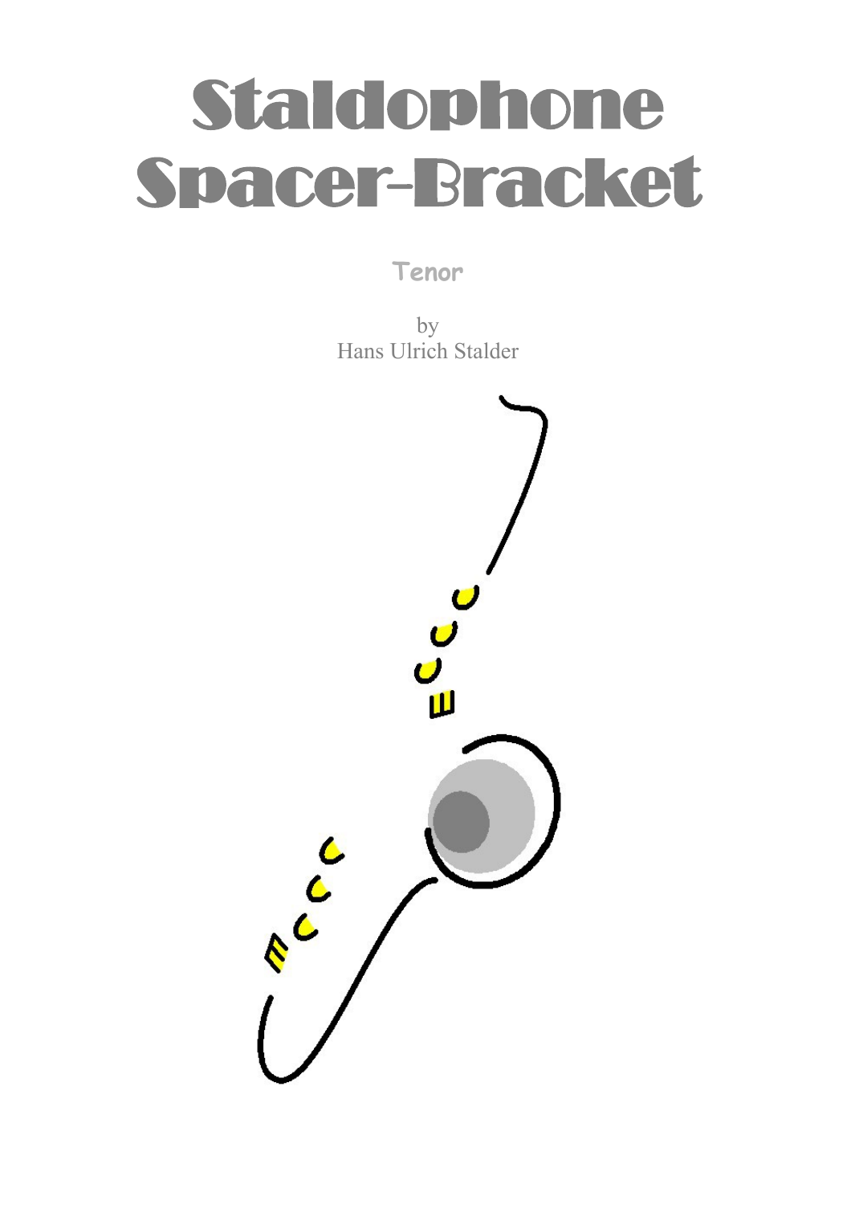# Staldophone Spacer-Bracket

**Tenor**

by
Hans Ulrich Stalder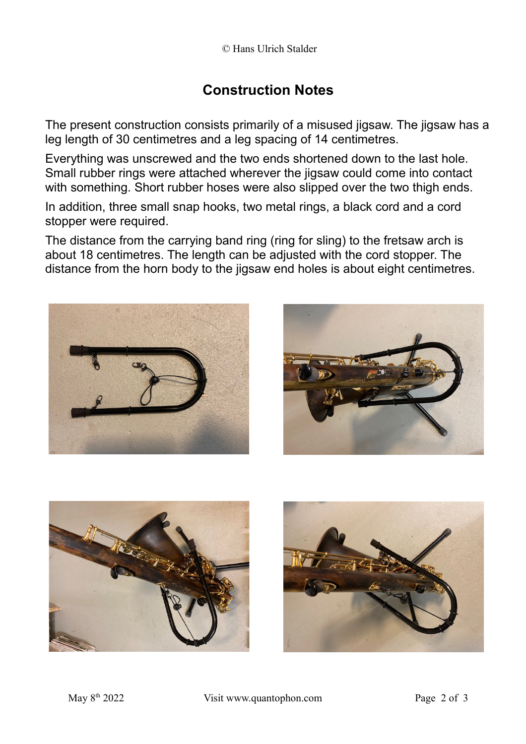© Hans Ulrich Stalder

## Construction Notes

The present construction consists primarily of a misused jigsaw. The jigsaw has a leg length of 30 centimetres and a leg spacing of 14 centimetres.

Everything was unscrewed and the two ends shortened down to the last hole. Small rubber rings were attached wherever the jigsaw could come into contact with something. Short rubber hoses were also slipped over the two thigh ends.

In addition, three small snap hooks, two metal rings, a black cord and a cord stopper were required.

The distance from the carrying band ring (ring for sling) to the fretsaw arch is about 18 centimetres. The length can be adjusted with the cord stopper. The distance from the horn body to the jigsaw end holes is about eight centimetres.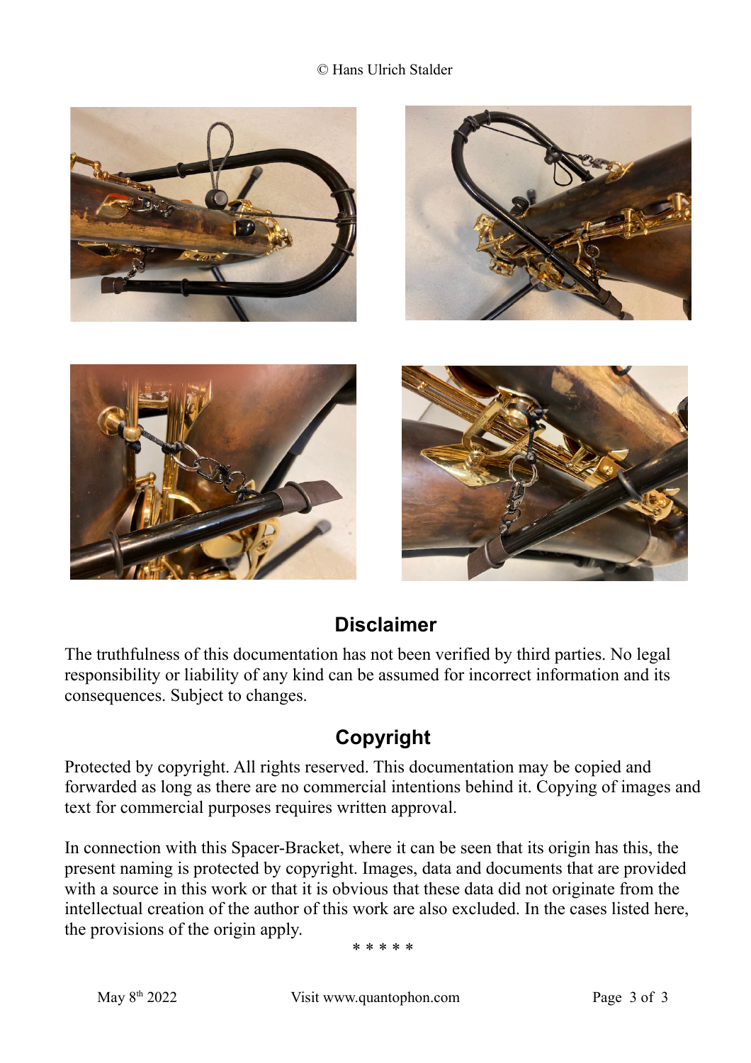## Disclaimer

The truthfulness of this documentation has not been verified by third parties. No legal responsibility or liability of any kind can be assumed for incorrect information and its consequences. Subject to changes.

## Copyright

Protected by copyright. All rights reserved. This documentation may be copied and forwarded as long as there are no commercial intentions behind it. Copying of images and text for commercial purposes requires written approval.

In connection with this Spacer-Bracket, where it can be seen that its origin has this, the present naming is protected by copyright. Images, data and documents that are provided with a source in this work or that it is obvious that these data did not originate from the intellectual creation of the author of this work are also excluded. In the cases listed here, the provisions of the origin apply.

\* \* \* \* \*